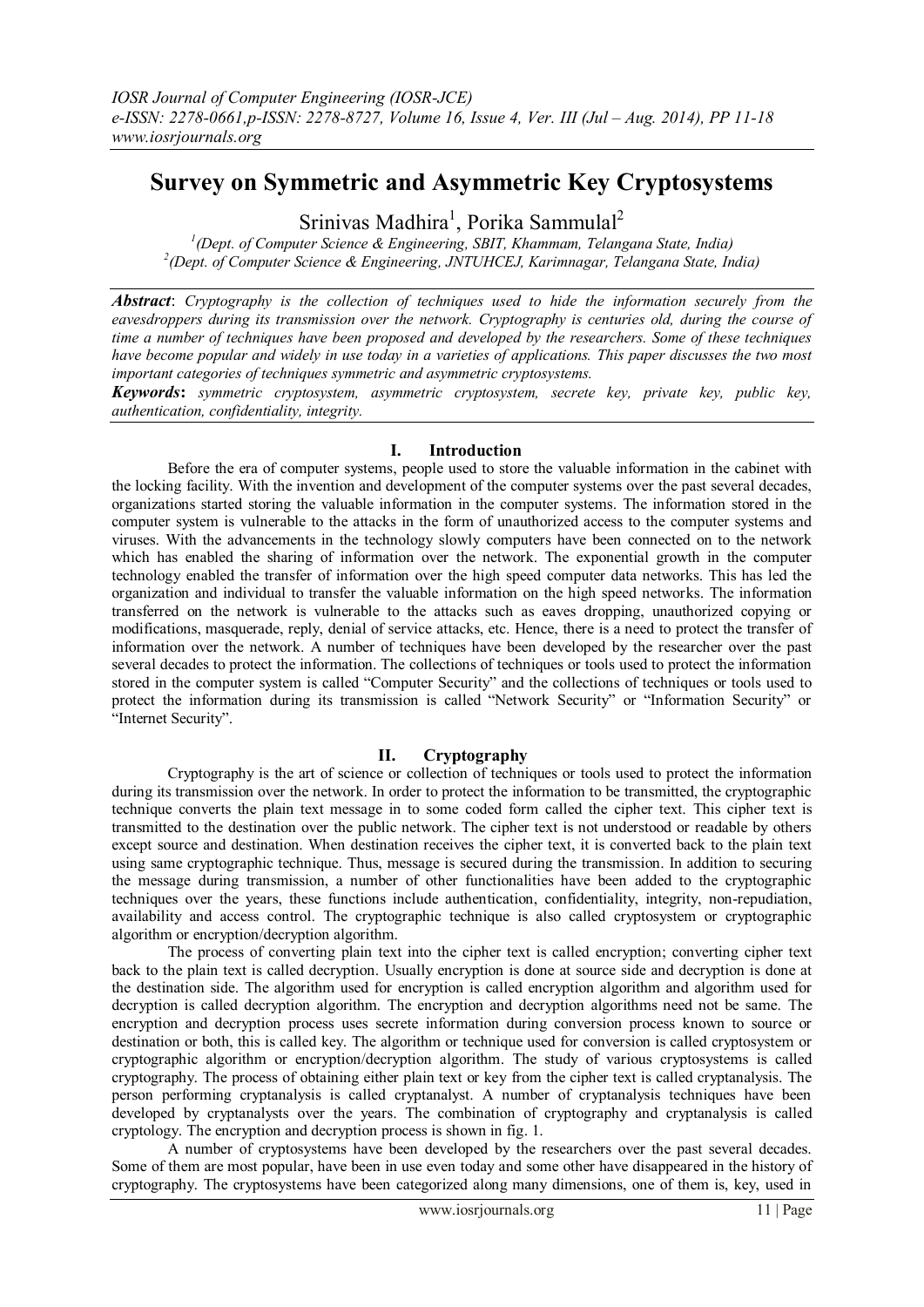# Survey on Symmetric and Asymmetric Key Cryptosystems

Srinivas Madhira[1], Porika Sammulal[2]

[1](Dept. of Computer Science & Engineering, SBIT, Khammam, Telangana State, India)
[2](Dept. of Computer Science & Engineering, JNTUHCEJ, Karimnagar, Telangana State, India)

***Abstract***: *Cryptography is the collection of techniques used to hide the information securely from the eavesdroppers during its transmission over the network. Cryptography is centuries old, during the course of time a number of techniques have been proposed and developed by the researchers. Some of these techniques have become popular and widely in use today in a varieties of applications. This paper discusses the two most important categories of techniques symmetric and asymmetric cryptosystems.*

***Keywords***: *symmetric cryptosystem, asymmetric cryptosystem, secrete key, private key, public key, authentication, confidentiality, integrity.*

## I. Introduction

Before the era of computer systems, people used to store the valuable information in the cabinet with the locking facility. With the invention and development of the computer systems over the past several decades, organizations started storing the valuable information in the computer systems. The information stored in the computer system is vulnerable to the attacks in the form of unauthorized access to the computer systems and viruses. With the advancements in the technology slowly computers have been connected on to the network which has enabled the sharing of information over the network. The exponential growth in the computer technology enabled the transfer of information over the high speed computer data networks. This has led the organization and individual to transfer the valuable information on the high speed networks. The information transferred on the network is vulnerable to the attacks such as eaves dropping, unauthorized copying or modifications, masquerade, reply, denial of service attacks, etc. Hence, there is a need to protect the transfer of information over the network. A number of techniques have been developed by the researcher over the past several decades to protect the information. The collections of techniques or tools used to protect the information stored in the computer system is called "Computer Security" and the collections of techniques or tools used to protect the information during its transmission is called "Network Security" or "Information Security" or "Internet Security".

## II. Cryptography

Cryptography is the art of science or collection of techniques or tools used to protect the information during its transmission over the network. In order to protect the information to be transmitted, the cryptographic technique converts the plain text message in to some coded form called the cipher text. This cipher text is transmitted to the destination over the public network. The cipher text is not understood or readable by others except source and destination. When destination receives the cipher text, it is converted back to the plain text using same cryptographic technique. Thus, message is secured during the transmission. In addition to securing the message during transmission, a number of other functionalities have been added to the cryptographic techniques over the years, these functions include authentication, confidentiality, integrity, non-repudiation, availability and access control. The cryptographic technique is also called cryptosystem or cryptographic algorithm or encryption/decryption algorithm.

The process of converting plain text into the cipher text is called encryption; converting cipher text back to the plain text is called decryption. Usually encryption is done at source side and decryption is done at the destination side. The algorithm used for encryption is called encryption algorithm and algorithm used for decryption is called decryption algorithm. The encryption and decryption algorithms need not be same. The encryption and decryption process uses secrete information during conversion process known to source or destination or both, this is called key. The algorithm or technique used for conversion is called cryptosystem or cryptographic algorithm or encryption/decryption algorithm. The study of various cryptosystems is called cryptography. The process of obtaining either plain text or key from the cipher text is called cryptanalysis. The person performing cryptanalysis is called cryptanalyst. A number of cryptanalysis techniques have been developed by cryptanalysts over the years. The combination of cryptography and cryptanalysis is called cryptology. The encryption and decryption process is shown in fig. 1.

A number of cryptosystems have been developed by the researchers over the past several decades. Some of them are most popular, have been in use even today and some other have disappeared in the history of cryptography. The cryptosystems have been categorized along many dimensions, one of them is, key, used in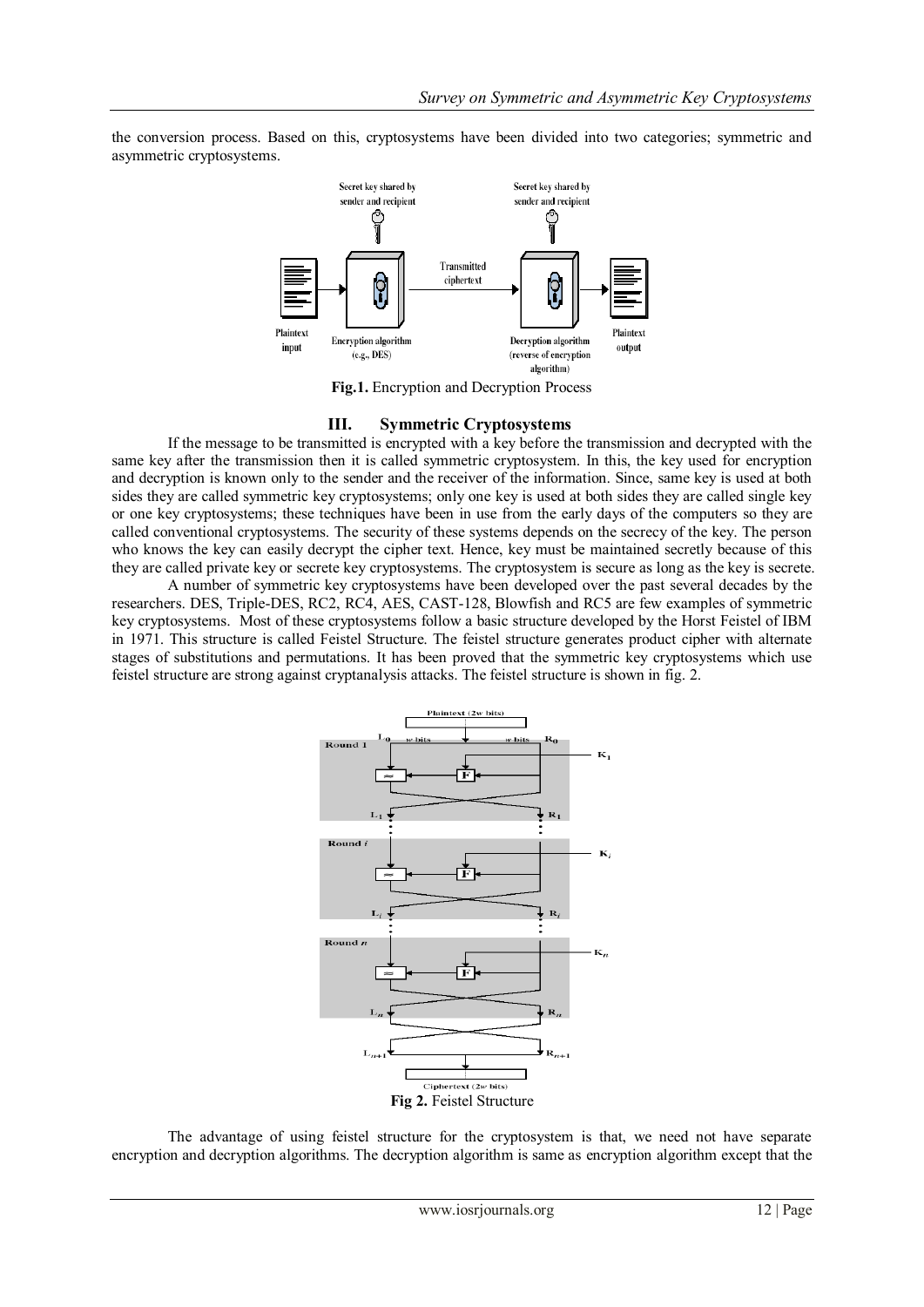the conversion process. Based on this, cryptosystems have been divided into two categories; symmetric and asymmetric cryptosystems.

**Fig.1.** Encryption and Decryption Process

## III. Symmetric Cryptosystems

If the message to be transmitted is encrypted with a key before the transmission and decrypted with the same key after the transmission then it is called symmetric cryptosystem. In this, the key used for encryption and decryption is known only to the sender and the receiver of the information. Since, same key is used at both sides they are called symmetric key cryptosystems; only one key is used at both sides they are called single key or one key cryptosystems; these techniques have been in use from the early days of the computers so they are called conventional cryptosystems. The security of these systems depends on the secrecy of the key. The person who knows the key can easily decrypt the cipher text. Hence, key must be maintained secretly because of this they are called private key or secrete key cryptosystems. The cryptosystem is secure as long as the key is secrete.

A number of symmetric key cryptosystems have been developed over the past several decades by the researchers. DES, Triple-DES, RC2, RC4, AES, CAST-128, Blowfish and RC5 are few examples of symmetric key cryptosystems. Most of these cryptosystems follow a basic structure developed by the Horst Feistel of IBM in 1971. This structure is called Feistel Structure. The feistel structure generates product cipher with alternate stages of substitutions and permutations. It has been proved that the symmetric key cryptosystems which use feistel structure are strong against cryptanalysis attacks. The feistel structure is shown in fig. 2.

**Fig 2.** Feistel Structure

The advantage of using feistel structure for the cryptosystem is that, we need not have separate encryption and decryption algorithms. The decryption algorithm is same as encryption algorithm except that the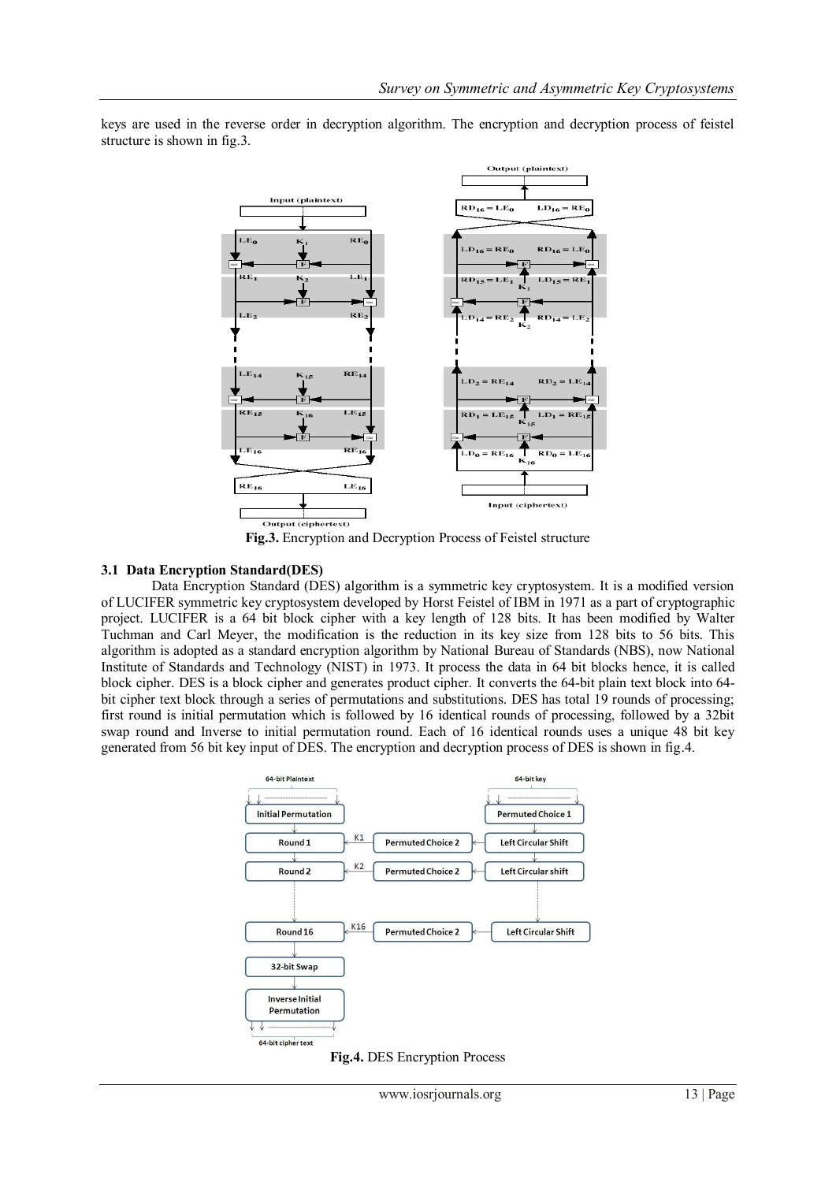keys are used in the reverse order in decryption algorithm. The encryption and decryption process of feistel structure is shown in fig.3.

**Fig.3.** Encryption and Decryption Process of Feistel structure

### 3.1 Data Encryption Standard(DES)

Data Encryption Standard (DES) algorithm is a symmetric key cryptosystem. It is a modified version of LUCIFER symmetric key cryptosystem developed by Horst Feistel of IBM in 1971 as a part of cryptographic project. LUCIFER is a 64 bit block cipher with a key length of 128 bits. It has been modified by Walter Tuchman and Carl Meyer, the modification is the reduction in its key size from 128 bits to 56 bits. This algorithm is adopted as a standard encryption algorithm by National Bureau of Standards (NBS), now National Institute of Standards and Technology (NIST) in 1973. It process the data in 64 bit blocks hence, it is called block cipher. DES is a block cipher and generates product cipher. It converts the 64-bit plain text block into 64-bit cipher text block through a series of permutations and substitutions. DES has total 19 rounds of processing; first round is initial permutation which is followed by 16 identical rounds of processing, followed by a 32bit swap round and Inverse to initial permutation round. Each of 16 identical rounds uses a unique 48 bit key generated from 56 bit key input of DES. The encryption and decryption process of DES is shown in fig.4.

**Fig.4.** DES Encryption Process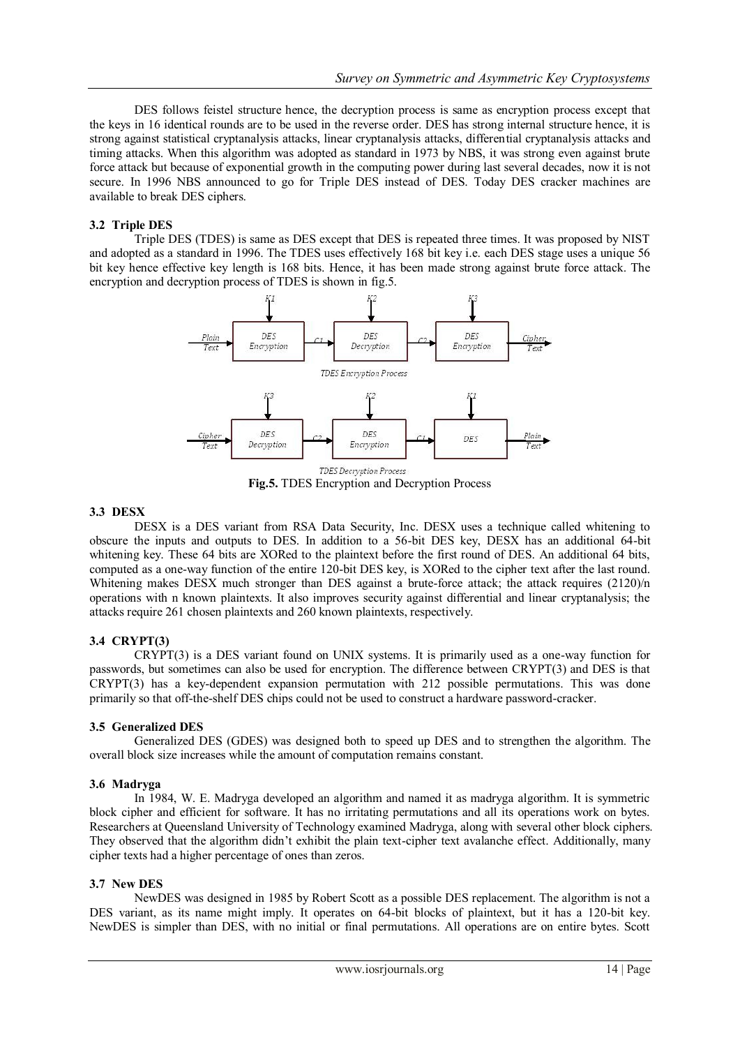DES follows feistel structure hence, the decryption process is same as encryption process except that the keys in 16 identical rounds are to be used in the reverse order. DES has strong internal structure hence, it is strong against statistical cryptanalysis attacks, linear cryptanalysis attacks, differential cryptanalysis attacks and timing attacks. When this algorithm was adopted as standard in 1973 by NBS, it was strong even against brute force attack but because of exponential growth in the computing power during last several decades, now it is not secure. In 1996 NBS announced to go for Triple DES instead of DES. Today DES cracker machines are available to break DES ciphers.

### 3.2 Triple DES

Triple DES (TDES) is same as DES except that DES is repeated three times. It was proposed by NIST and adopted as a standard in 1996. The TDES uses effectively 168 bit key i.e. each DES stage uses a unique 56 bit key hence effective key length is 168 bits. Hence, it has been made strong against brute force attack. The encryption and decryption process of TDES is shown in fig.5.

*TDES Encryption Process:* Plain Text → DES Encryption (K1) → C1 → DES Decryption (K2) → C2 → DES Encryption (K3) → Cipher Text

*TDES Decryption Process:* Cipher Text → DES Decryption (K3) → C2 → DES Encryption (K2) → C1 → DES (K1) → Plain Text

**Fig.5.** TDES Encryption and Decryption Process

### 3.3 DESX

DESX is a DES variant from RSA Data Security, Inc. DESX uses a technique called whitening to obscure the inputs and outputs to DES. In addition to a 56-bit DES key, DESX has an additional 64-bit whitening key. These 64 bits are XORed to the plaintext before the first round of DES. An additional 64 bits, computed as a one-way function of the entire 120-bit DES key, is XORed to the cipher text after the last round. Whitening makes DESX much stronger than DES against a brute-force attack; the attack requires (2120)/n operations with n known plaintexts. It also improves security against differential and linear cryptanalysis; the attacks require 261 chosen plaintexts and 260 known plaintexts, respectively.

### 3.4 CRYPT(3)

CRYPT(3) is a DES variant found on UNIX systems. It is primarily used as a one-way function for passwords, but sometimes can also be used for encryption. The difference between CRYPT(3) and DES is that CRYPT(3) has a key-dependent expansion permutation with 212 possible permutations. This was done primarily so that off-the-shelf DES chips could not be used to construct a hardware password-cracker.

### 3.5 Generalized DES

Generalized DES (GDES) was designed both to speed up DES and to strengthen the algorithm. The overall block size increases while the amount of computation remains constant.

### 3.6 Madryga

In 1984, W. E. Madryga developed an algorithm and named it as madryga algorithm. It is symmetric block cipher and efficient for software. It has no irritating permutations and all its operations work on bytes. Researchers at Queensland University of Technology examined Madryga, along with several other block ciphers. They observed that the algorithm didn't exhibit the plain text-cipher text avalanche effect. Additionally, many cipher texts had a higher percentage of ones than zeros.

### 3.7 New DES

NewDES was designed in 1985 by Robert Scott as a possible DES replacement. The algorithm is not a DES variant, as its name might imply. It operates on 64-bit blocks of plaintext, but it has a 120-bit key. NewDES is simpler than DES, with no initial or final permutations. All operations are on entire bytes. Scott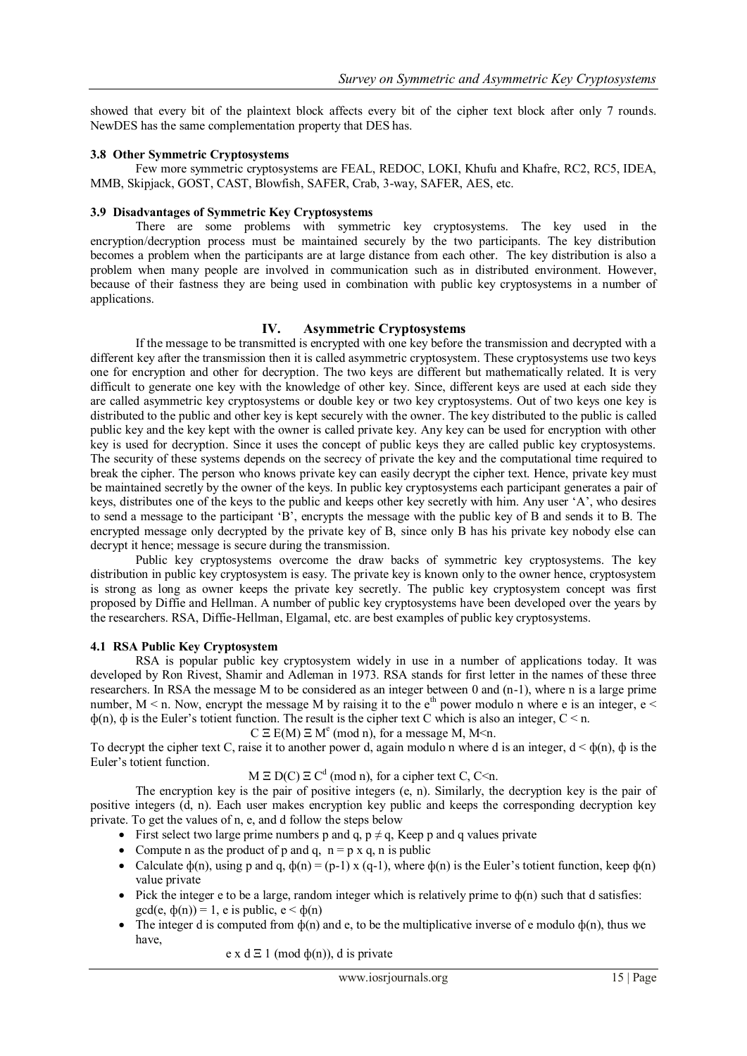showed that every bit of the plaintext block affects every bit of the cipher text block after only 7 rounds. NewDES has the same complementation property that DES has.

### 3.8 Other Symmetric Cryptosystems

Few more symmetric cryptosystems are FEAL, REDOC, LOKI, Khufu and Khafre, RC2, RC5, IDEA, MMB, Skipjack, GOST, CAST, Blowfish, SAFER, Crab, 3-way, SAFER, AES, etc.

### 3.9 Disadvantages of Symmetric Key Cryptosystems

There are some problems with symmetric key cryptosystems. The key used in the encryption/decryption process must be maintained securely by the two participants. The key distribution becomes a problem when the participants are at large distance from each other. The key distribution is also a problem when many people are involved in communication such as in distributed environment. However, because of their fastness they are being used in combination with public key cryptosystems in a number of applications.

## IV. Asymmetric Cryptosystems

If the message to be transmitted is encrypted with one key before the transmission and decrypted with a different key after the transmission then it is called asymmetric cryptosystem. These cryptosystems use two keys one for encryption and other for decryption. The two keys are different but mathematically related. It is very difficult to generate one key with the knowledge of other key. Since, different keys are used at each side they are called asymmetric key cryptosystems or double key or two key cryptosystems. Out of two keys one key is distributed to the public and other key is kept securely with the owner. The key distributed to the public is called public key and the key kept with the owner is called private key. Any key can be used for encryption with other key is used for decryption. Since it uses the concept of public keys they are called public key cryptosystems. The security of these systems depends on the secrecy of private the key and the computational time required to break the cipher. The person who knows private key can easily decrypt the cipher text. Hence, private key must be maintained secretly by the owner of the keys. In public key cryptosystems each participant generates a pair of keys, distributes one of the keys to the public and keeps other key secretly with him. Any user 'A', who desires to send a message to the participant 'B', encrypts the message with the public key of B and sends it to B. The encrypted message only decrypted by the private key of B, since only B has his private key nobody else can decrypt it hence; message is secure during the transmission.

Public key cryptosystems overcome the draw backs of symmetric key cryptosystems. The key distribution in public key cryptosystem is easy. The private key is known only to the owner hence, cryptosystem is strong as long as owner keeps the private key secretly. The public key cryptosystem concept was first proposed by Diffie and Hellman. A number of public key cryptosystems have been developed over the years by the researchers. RSA, Diffie-Hellman, Elgamal, etc. are best examples of public key cryptosystems.

### 4.1 RSA Public Key Cryptosystem

RSA is popular public key cryptosystem widely in use in a number of applications today. It was developed by Ron Rivest, Shamir and Adleman in 1973. RSA stands for first letter in the names of these three researchers. In RSA the message M to be considered as an integer between 0 and (n-1), where n is a large prime number, $M < n$. Now, encrypt the message M by raising it to the $e^{th}$ power modulo n where e is an integer, $e < \phi(n)$, $\phi$ is the Euler's totient function. The result is the cipher text C which is also an integer, $C < n$.

$$C \equiv E(M) \equiv M^e \pmod{n}, \text{ for a message } M, M<n.$$

To decrypt the cipher text C, raise it to another power d, again modulo n where d is an integer, $d < \phi(n)$, $\phi$ is the Euler's totient function.

$$M \equiv D(C) \equiv C^d \pmod{n}, \text{ for a cipher text } C, C<n.$$

The encryption key is the pair of positive integers (e, n). Similarly, the decryption key is the pair of positive integers (d, n). Each user makes encryption key public and keeps the corresponding decryption key private. To get the values of n, e, and d follow the steps below

- First select two large prime numbers p and q, $p \neq q$, Keep p and q values private
- Compute n as the product of p and q, $n = p \times q$, n is public
- Calculate $\phi(n)$, using p and q, $\phi(n) = (p-1) \times (q-1)$, where $\phi(n)$ is the Euler's totient function, keep $\phi(n)$ value private
- Pick the integer e to be a large, random integer which is relatively prime to $\phi(n)$ such that d satisfies: $\gcd(e, \phi(n)) = 1$, e is public, $e < \phi(n)$
- The integer d is computed from $\phi(n)$ and e, to be the multiplicative inverse of e modulo $\phi(n)$, thus we have,

  $e \times d \equiv 1 \pmod{\phi(n)}$, d is private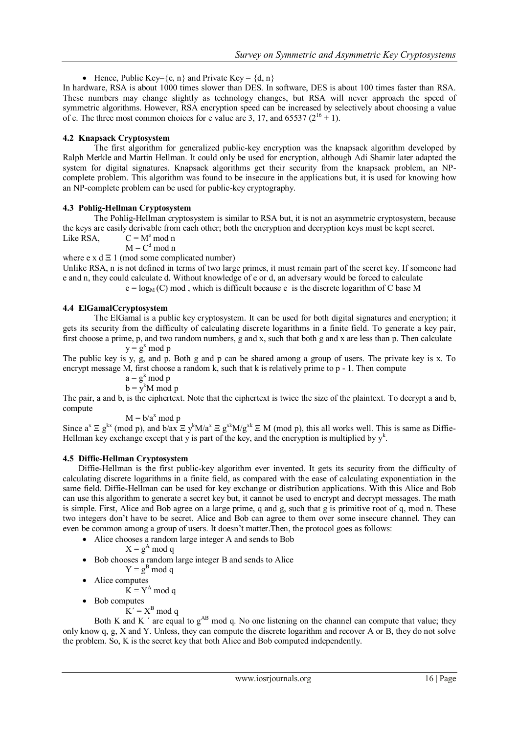- Hence, Public Key={e, n} and Private Key = {d, n}

In hardware, RSA is about 1000 times slower than DES. In software, DES is about 100 times faster than RSA. These numbers may change slightly as technology changes, but RSA will never approach the speed of symmetric algorithms. However, RSA encryption speed can be increased by selectively about choosing a value of e. The three most common choices for e value are 3, 17, and 65537 ($2^{16} + 1$).

### 4.2 Knapsack Cryptosystem

The first algorithm for generalized public-key encryption was the knapsack algorithm developed by Ralph Merkle and Martin Hellman. It could only be used for encryption, although Adi Shamir later adapted the system for digital signatures. Knapsack algorithms get their security from the knapsack problem, an NP-complete problem. This algorithm was found to be insecure in the applications but, it is used for knowing how an NP-complete problem can be used for public-key cryptography.

### 4.3 Pohlig-Hellman Cryptosystem

The Pohlig-Hellman cryptosystem is similar to RSA but, it is not an asymmetric cryptosystem, because the keys are easily derivable from each other; both the encryption and decryption keys must be kept secret.

Like RSA, $C = M^e \bmod n$

$M = C^d \bmod n$

where $e \times d \equiv 1$ (mod some complicated number)

Unlike RSA, n is not defined in terms of two large primes, it must remain part of the secret key. If someone had e and n, they could calculate d. Without knowledge of e or d, an adversary would be forced to calculate

$e = \log_M (C) \bmod$ , which is difficult because e is the discrete logarithm of C base M

### 4.4 ElGamalCcryptosystem

The ElGamal is a public key cryptosystem. It can be used for both digital signatures and encryption; it gets its security from the difficulty of calculating discrete logarithms in a finite field. To generate a key pair, first choose a prime, p, and two random numbers, g and x, such that both g and x are less than p. Then calculate

$y = g^x \bmod p$

The public key is y, g, and p. Both g and p can be shared among a group of users. The private key is x. To encrypt message M, first choose a random k, such that k is relatively prime to p - 1. Then compute

$a = g^k \bmod p$

$b = y^k M \bmod p$

The pair, a and b, is the ciphertext. Note that the ciphertext is twice the size of the plaintext. To decrypt a and b, compute

$M = b/a^x \bmod p$

Since $a^x \equiv g^{kx} \pmod p$, and $b/ax \equiv y^k M/a^x \equiv g^{xk} M/g^{xk} \equiv M \pmod p$, this all works well. This is same as Diffie-Hellman key exchange except that y is part of the key, and the encryption is multiplied by $y^k$.

### 4.5 Diffie-Hellman Cryptosystem

Diffie-Hellman is the first public-key algorithm ever invented. It gets its security from the difficulty of calculating discrete logarithms in a finite field, as compared with the ease of calculating exponentiation in the same field. Diffie-Hellman can be used for key exchange or distribution applications. With this Alice and Bob can use this algorithm to generate a secret key but, it cannot be used to encrypt and decrypt messages. The math is simple. First, Alice and Bob agree on a large prime, q and g, such that g is primitive root of q, mod n. These two integers don't have to be secret. Alice and Bob can agree to them over some insecure channel. They can even be common among a group of users. It doesn't matter.Then, the protocol goes as follows:

- Alice chooses a random large integer A and sends to Bob

  $X = g^A \bmod q$
- Bob chooses a random large integer B and sends to Alice

  $Y = g^B \bmod q$
- Alice computes

  $K = Y^A \bmod q$
- Bob computes

  $K' = X^B \bmod q$

Both K and K ′ are equal to $g^{AB} \bmod q$. No one listening on the channel can compute that value; they only know q, g, X and Y. Unless, they can compute the discrete logarithm and recover A or B, they do not solve the problem. So, K is the secret key that both Alice and Bob computed independently.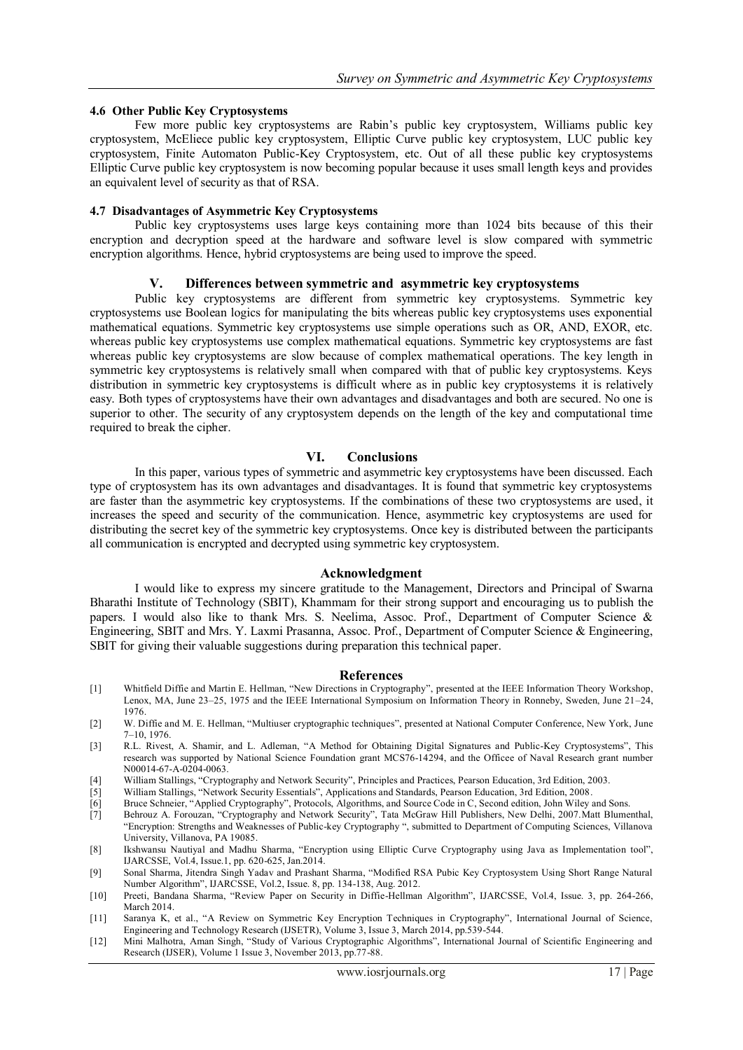### 4.6 Other Public Key Cryptosystems

Few more public key cryptosystems are Rabin's public key cryptosystem, Williams public key cryptosystem, McEliece public key cryptosystem, Elliptic Curve public key cryptosystem, LUC public key cryptosystem, Finite Automaton Public-Key Cryptosystem, etc. Out of all these public key cryptosystems Elliptic Curve public key cryptosystem is now becoming popular because it uses small length keys and provides an equivalent level of security as that of RSA.

### 4.7 Disadvantages of Asymmetric Key Cryptosystems

Public key cryptosystems uses large keys containing more than 1024 bits because of this their encryption and decryption speed at the hardware and software level is slow compared with symmetric encryption algorithms. Hence, hybrid cryptosystems are being used to improve the speed.

## V. Differences between symmetric and asymmetric key cryptosystems

Public key cryptosystems are different from symmetric key cryptosystems. Symmetric key cryptosystems use Boolean logics for manipulating the bits whereas public key cryptosystems uses exponential mathematical equations. Symmetric key cryptosystems use simple operations such as OR, AND, EXOR, etc. whereas public key cryptosystems use complex mathematical equations. Symmetric key cryptosystems are fast whereas public key cryptosystems are slow because of complex mathematical operations. The key length in symmetric key cryptosystems is relatively small when compared with that of public key cryptosystems. Keys distribution in symmetric key cryptosystems is difficult where as in public key cryptosystems it is relatively easy. Both types of cryptosystems have their own advantages and disadvantages and both are secured. No one is superior to other. The security of any cryptosystem depends on the length of the key and computational time required to break the cipher.

## VI. Conclusions

In this paper, various types of symmetric and asymmetric key cryptosystems have been discussed. Each type of cryptosystem has its own advantages and disadvantages. It is found that symmetric key cryptosystems are faster than the asymmetric key cryptosystems. If the combinations of these two cryptosystems are used, it increases the speed and security of the communication. Hence, asymmetric key cryptosystems are used for distributing the secret key of the symmetric key cryptosystems. Once key is distributed between the participants all communication is encrypted and decrypted using symmetric key cryptosystem.

## Acknowledgment

I would like to express my sincere gratitude to the Management, Directors and Principal of Swarna Bharathi Institute of Technology (SBIT), Khammam for their strong support and encouraging us to publish the papers. I would also like to thank Mrs. S. Neelima, Assoc. Prof., Department of Computer Science & Engineering, SBIT and Mrs. Y. Laxmi Prasanna, Assoc. Prof., Department of Computer Science & Engineering, SBIT for giving their valuable suggestions during preparation this technical paper.

## References

[1] Whitfield Diffie and Martin E. Hellman, "New Directions in Cryptography", presented at the IEEE Information Theory Workshop, Lenox, MA, June 23–25, 1975 and the IEEE International Symposium on Information Theory in Ronneby, Sweden, June 21–24, 1976.

[2] W. Diffie and M. E. Hellman, "Multiuser cryptographic techniques", presented at National Computer Conference, New York, June 7–10, 1976.

[3] R.L. Rivest, A. Shamir, and L. Adleman, "A Method for Obtaining Digital Signatures and Public-Key Cryptosystems", This research was supported by National Science Foundation grant MCS76-14294, and the Officee of Naval Research grant number N00014-67-A-0204-0063.

[4] William Stallings, "Cryptography and Network Security", Principles and Practices, Pearson Education, 3rd Edition, 2003.

[5] William Stallings, "Network Security Essentials", Applications and Standards, Pearson Education, 3rd Edition, 2008.

[6] Bruce Schneier, "Applied Cryptography", Protocols, Algorithms, and Source Code in C, Second edition, John Wiley and Sons.

[7] Behrouz A. Forouzan, "Cryptography and Network Security", Tata McGraw Hill Publishers, New Delhi, 2007.Matt Blumenthal, "Encryption: Strengths and Weaknesses of Public-key Cryptography ", submitted to Department of Computing Sciences, Villanova University, Villanova, PA 19085.

[8] Ikshwansu Nautiyal and Madhu Sharma, "Encryption using Elliptic Curve Cryptography using Java as Implementation tool", IJARCSSE, Vol.4, Issue.1, pp. 620-625, Jan.2014.

[9] Sonal Sharma, Jitendra Singh Yadav and Prashant Sharma, "Modified RSA Pubic Key Cryptosystem Using Short Range Natural Number Algorithm", IJARCSSE, Vol.2, Issue. 8, pp. 134-138, Aug. 2012.

[10] Preeti, Bandana Sharma, "Review Paper on Security in Diffie-Hellman Algorithm", IJARCSSE, Vol.4, Issue. 3, pp. 264-266, March 2014.

[11] Saranya K, et al., "A Review on Symmetric Key Encryption Techniques in Cryptography", International Journal of Science, Engineering and Technology Research (IJSETR), Volume 3, Issue 3, March 2014, pp.539-544.

[12] Mini Malhotra, Aman Singh, "Study of Various Cryptographic Algorithms", International Journal of Scientific Engineering and Research (IJSER), Volume 1 Issue 3, November 2013, pp.77-88.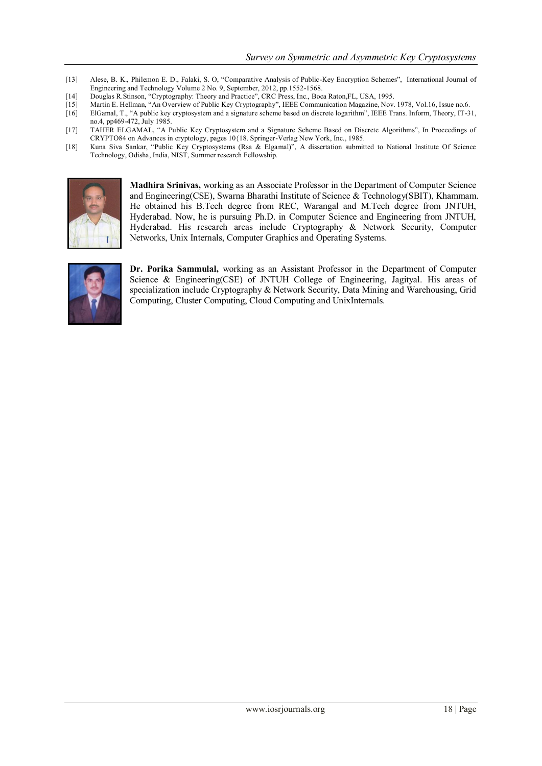[13] Alese, B. K., Philemon E. D., Falaki, S. O, "Comparative Analysis of Public-Key Encryption Schemes", International Journal of Engineering and Technology Volume 2 No. 9, September, 2012, pp.1552-1568.

[14] Douglas R.Stinson, "Cryptography: Theory and Practice", CRC Press, Inc., Boca Raton,FL, USA, 1995.

[15] Martin E. Hellman, "An Overview of Public Key Cryptography", IEEE Communication Magazine, Nov. 1978, Vol.16, Issue no.6.

[16] ElGamal, T., "A public key cryptosystem and a signature scheme based on discrete logarithm", IEEE Trans. Inform, Theory, IT-31, no.4, pp469-472, July 1985.

[17] TAHER ELGAMAL, "A Public Key Cryptosystem and a Signature Scheme Based on Discrete Algorithms", In Proceedings of CRYPTO84 on Advances in cryptology, pages 10{18. Springer-Verlag New York, Inc., 1985.

[18] Kuna Siva Sankar, "Public Key Cryptosystems (Rsa & Elgamal)", A dissertation submitted to National Institute Of Science Technology, Odisha, India, NIST, Summer research Fellowship.

**Madhira Srinivas,** working as an Associate Professor in the Department of Computer Science and Engineering(CSE), Swarna Bharathi Institute of Science & Technology(SBIT), Khammam. He obtained his B.Tech degree from REC, Warangal and M.Tech degree from JNTUH, Hyderabad. Now, he is pursuing Ph.D. in Computer Science and Engineering from JNTUH, Hyderabad. His research areas include Cryptography & Network Security, Computer Networks, Unix Internals, Computer Graphics and Operating Systems.

**Dr. Porika Sammulal,** working as an Assistant Professor in the Department of Computer Science & Engineering(CSE) of JNTUH College of Engineering, Jagityal. His areas of specialization include Cryptography & Network Security, Data Mining and Warehousing, Grid Computing, Cluster Computing, Cloud Computing and UnixInternals.